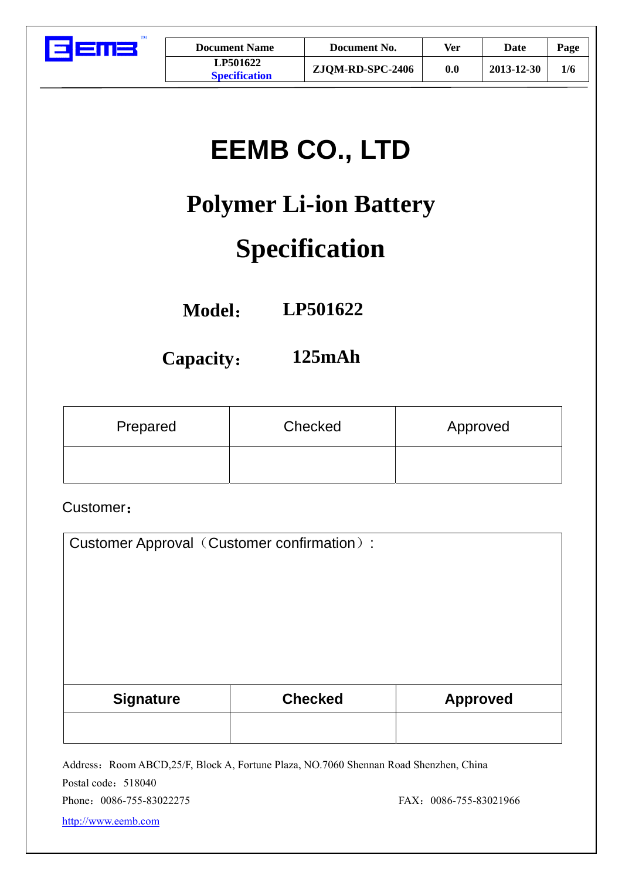| Document Name | Document No. | Ver | Date |
|---|---|---|---|
| LP501622 Specification | ZJQM-RD-SPC-2406 | 0.0 | 2013-12-30 |

# EEMB CO., LTD

## Polymer Li-ion Battery

## Specification

**Model：** **LP501622**

**Capacity：** **125mAh**

| Prepared | Checked | Approved |
|---|---|---|
| | | |

Customer：

Customer Approval（Customer confirmation）:

| Signature | Checked | Approved |
|---|---|---|
| | | |

Address：Room ABCD,25/F, Block A, Fortune Plaza, NO.7060 Shennan Road Shenzhen, China

Postal code：518040

Phone：0086-755-83022275 FAX：0086-755-83021966

http://www.eemb.com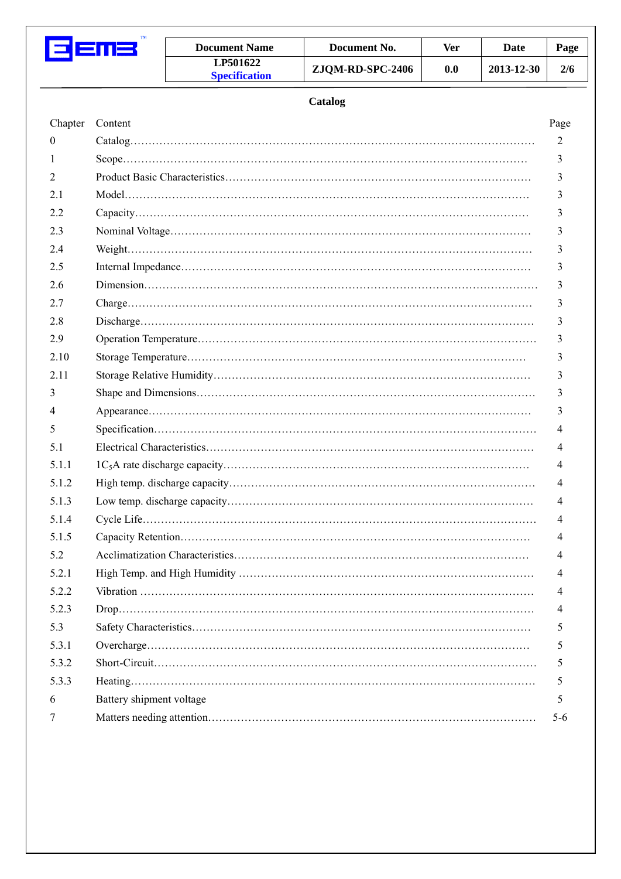## Catalog

| Chapter | Content | Page |
|---|---|---|
| 0 | Catalog | 2 |
| 1 | Scope | 3 |
| 2 | Product Basic Characteristics | 3 |
| 2.1 | Model | 3 |
| 2.2 | Capacity | 3 |
| 2.3 | Nominal Voltage | 3 |
| 2.4 | Weight | 3 |
| 2.5 | Internal Impedance | 3 |
| 2.6 | Dimension | 3 |
| 2.7 | Charge | 3 |
| 2.8 | Discharge | 3 |
| 2.9 | Operation Temperature | 3 |
| 2.10 | Storage Temperature | 3 |
| 2.11 | Storage Relative Humidity | 3 |
| 3 | Shape and Dimensions | 3 |
| 4 | Appearance | 3 |
| 5 | Specification | 4 |
| 5.1 | Electrical Characteristics | 4 |
| 5.1.1 | $1C_5A$ rate discharge capacity | 4 |
| 5.1.2 | High temp. discharge capacity | 4 |
| 5.1.3 | Low temp. discharge capacity | 4 |
| 5.1.4 | Cycle Life | 4 |
| 5.1.5 | Capacity Retention | 4 |
| 5.2 | Acclimatization Characteristics | 4 |
| 5.2.1 | High Temp. and High Humidity | 4 |
| 5.2.2 | Vibration | 4 |
| 5.2.3 | Drop | 4 |
| 5.3 | Safety Characteristics | 5 |
| 5.3.1 | Overcharge | 5 |
| 5.3.2 | Short-Circuit | 5 |
| 5.3.3 | Heating | 5 |
| 6 | Battery shipment voltage | 5 |
| 7 | Matters needing attention | 5-6 |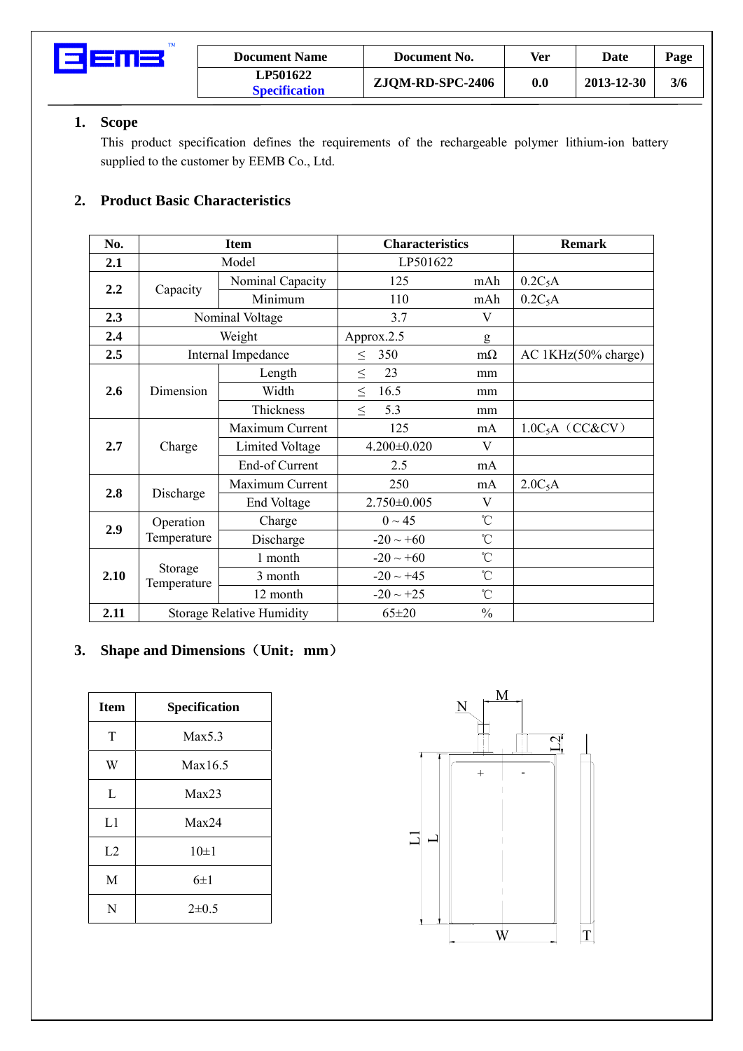## 1. Scope

This product specification defines the requirements of the rechargeable polymer lithium-ion battery supplied to the customer by EEMB Co., Ltd.

## 2. Product Basic Characteristics

| No. | Item | | Characteristics | | Remark |
|---|---|---|---|---|---|
| 2.1 | Model | | LP501622 | | |
| 2.2 | Capacity | Nominal Capacity | 125 | mAh | $0.2C_5A$ |
| | | Minimum | 110 | mAh | $0.2C_5A$ |
| 2.3 | Nominal Voltage | | 3.7 | V | |
| 2.4 | Weight | | Approx.2.5 | g | |
| 2.5 | Internal Impedance | | ≤ 350 | mΩ | AC 1KHz(50% charge) |
| 2.6 | Dimension | Length | ≤ 23 | mm | |
| | | Width | ≤ 16.5 | mm | |
| | | Thickness | ≤ 5.3 | mm | |
| 2.7 | Charge | Maximum Current | 125 | mA | $1.0C_5A$（CC&CV） |
| | | Limited Voltage | 4.200±0.020 | V | |
| | | End-of Current | 2.5 | mA | |
| 2.8 | Discharge | Maximum Current | 250 | mA | $2.0C_5A$ |
| | | End Voltage | 2.750±0.005 | V | |
| 2.9 | Operation Temperature | Charge | 0 ~ 45 | ℃ | |
| | | Discharge | -20 ~ +60 | ℃ | |
| 2.10 | Storage Temperature | 1 month | -20 ~ +60 | ℃ | |
| | | 3 month | -20 ~ +45 | ℃ | |
| | | 12 month | -20 ~ +25 | ℃ | |
| 2.11 | Storage Relative Humidity | | 65±20 | % | |

## 3. Shape and Dimensions（Unit：mm）

| Item | Specification |
|---|---|
| T | Max5.3 |
| W | Max16.5 |
| L | Max23 |
| L1 | Max24 |
| L2 | 10±1 |
| M | 6±1 |
| N | 2±0.5 |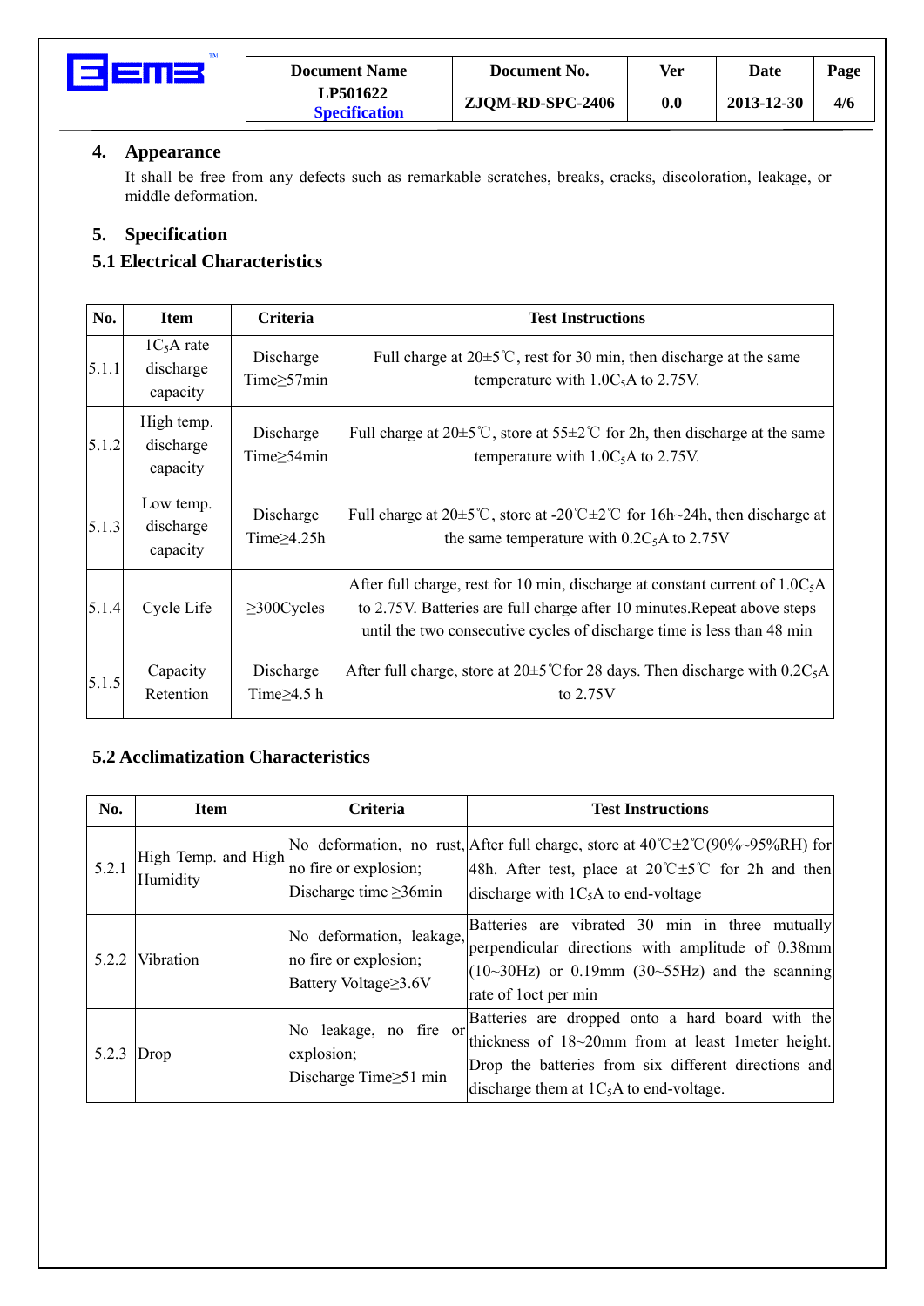## 4. Appearance

It shall be free from any defects such as remarkable scratches, breaks, cracks, discoloration, leakage, or middle deformation.

## 5. Specification

### 5.1 Electrical Characteristics

| No. | Item | Criteria | Test Instructions |
|---|---|---|---|
| 5.1.1 | $1C_5A$ rate discharge capacity | Discharge Time≥57min | Full charge at 20±5℃, rest for 30 min, then discharge at the same temperature with $1.0C_5A$ to 2.75V. |
| 5.1.2 | High temp. discharge capacity | Discharge Time≥54min | Full charge at 20±5℃, store at 55±2℃ for 2h, then discharge at the same temperature with $1.0C_5A$ to 2.75V. |
| 5.1.3 | Low temp. discharge capacity | Discharge Time≥4.25h | Full charge at 20±5℃, store at -20℃±2℃ for 16h~24h, then discharge at the same temperature with $0.2C_5A$ to 2.75V |
| 5.1.4 | Cycle Life | ≥300Cycles | After full charge, rest for 10 min, discharge at constant current of $1.0C_5A$ to 2.75V. Batteries are full charge after 10 minutes.Repeat above steps until the two consecutive cycles of discharge time is less than 48 min |
| 5.1.5 | Capacity Retention | Discharge Time≥4.5 h | After full charge, store at 20±5℃for 28 days. Then discharge with $0.2C_5A$ to 2.75V |

### 5.2 Acclimatization Characteristics

| No. | Item | Criteria | Test Instructions |
|---|---|---|---|
| 5.2.1 | High Temp. and High Humidity | No deformation, no rust, no fire or explosion; Discharge time ≥36min | After full charge, store at 40℃±2℃(90%~95%RH) for 48h. After test, place at 20℃±5℃ for 2h and then discharge with $1C_5A$ to end-voltage |
| 5.2.2 | Vibration | No deformation, leakage, no fire or explosion; Battery Voltage≥3.6V | Batteries are vibrated 30 min in three mutually perpendicular directions with amplitude of 0.38mm (10~30Hz) or 0.19mm (30~55Hz) and the scanning rate of 1oct per min |
| 5.2.3 | Drop | No leakage, no fire or explosion; Discharge Time≥51 min | Batteries are dropped onto a hard board with the thickness of 18~20mm from at least 1meter height. Drop the batteries from six different directions and discharge them at $1C_5A$ to end-voltage. |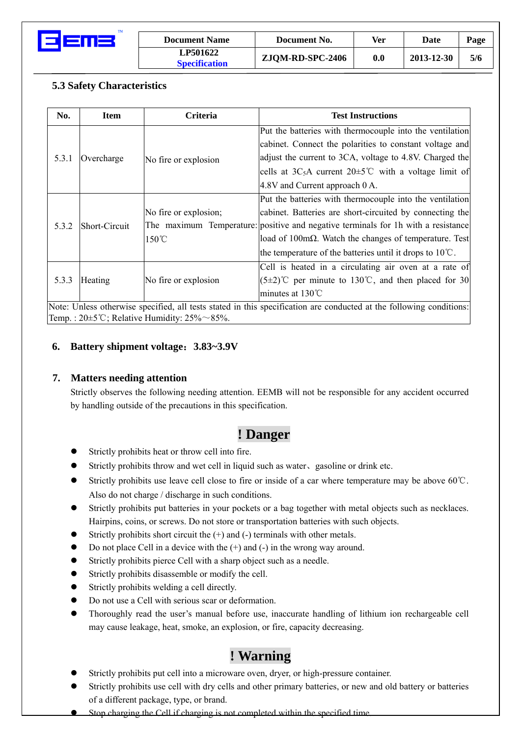### 5.3 Safety Characteristics

| No. | Item | Criteria | Test Instructions |
|---|---|---|---|
| 5.3.1 | Overcharge | No fire or explosion | Put the batteries with thermocouple into the ventilation cabinet. Connect the polarities to constant voltage and adjust the current to 3CA, voltage to 4.8V. Charged the cells at $3C_5A$ current 20±5℃ with a voltage limit of 4.8V and Current approach 0 A. |
| 5.3.2 | Short-Circuit | No fire or explosion; The maximum Temperature: 150℃ | Put the batteries with thermocouple into the ventilation cabinet. Batteries are short-circuited by connecting the positive and negative terminals for 1h with a resistance load of 100mΩ. Watch the changes of temperature. Test the temperature of the batteries until it drops to 10℃. |
| 5.3.3 | Heating | No fire or explosion | Cell is heated in a circulating air oven at a rate of (5±2)℃ per minute to 130℃, and then placed for 30 minutes at 130℃ |
| Note: Unless otherwise specified, all tests stated in this specification are conducted at the following conditions: Temp. : 20±5℃; Relative Humidity: 25%～85%. | | | |

## 6. Battery shipment voltage：3.83~3.9V

## 7. Matters needing attention

Strictly observes the following needing attention. EEMB will not be responsible for any accident occurred by handling outside of the precautions in this specification.

### ! Danger

- Strictly prohibits heat or throw cell into fire.
- Strictly prohibits throw and wet cell in liquid such as water、gasoline or drink etc.
- Strictly prohibits use leave cell close to fire or inside of a car where temperature may be above 60℃. Also do not charge / discharge in such conditions.
- Strictly prohibits put batteries in your pockets or a bag together with metal objects such as necklaces. Hairpins, coins, or screws. Do not store or transportation batteries with such objects.
- Strictly prohibits short circuit the (+) and (-) terminals with other metals.
- Do not place Cell in a device with the (+) and (-) in the wrong way around.
- Strictly prohibits pierce Cell with a sharp object such as a needle.
- Strictly prohibits disassemble or modify the cell.
- Strictly prohibits welding a cell directly.
- Do not use a Cell with serious scar or deformation.
- Thoroughly read the user's manual before use, inaccurate handling of lithium ion rechargeable cell may cause leakage, heat, smoke, an explosion, or fire, capacity decreasing.

### ! Warning

- Strictly prohibits put cell into a microware oven, dryer, or high-pressure container.
- Strictly prohibits use cell with dry cells and other primary batteries, or new and old battery or batteries of a different package, type, or brand.
- Stop charging the Cell if charging is not completed within the specified time.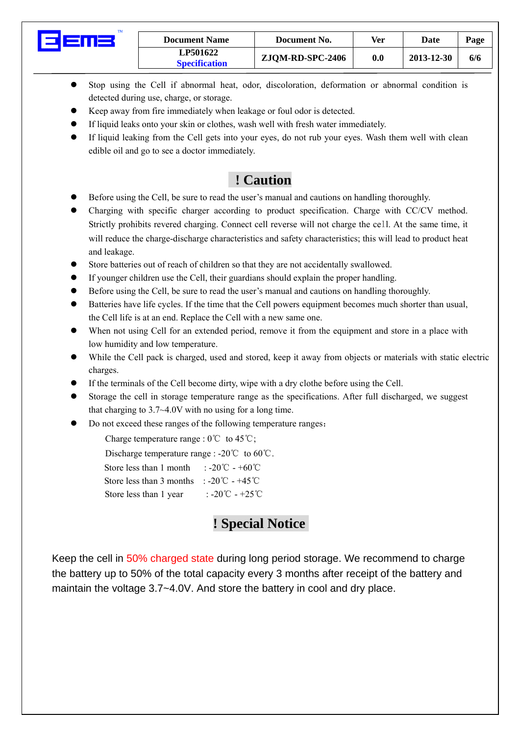- Stop using the Cell if abnormal heat, odor, discoloration, deformation or abnormal condition is detected during use, charge, or storage.
- Keep away from fire immediately when leakage or foul odor is detected.
- If liquid leaks onto your skin or clothes, wash well with fresh water immediately.
- If liquid leaking from the Cell gets into your eyes, do not rub your eyes. Wash them well with clean edible oil and go to see a doctor immediately.

## ! Caution

- Before using the Cell, be sure to read the user's manual and cautions on handling thoroughly.
- Charging with specific charger according to product specification. Charge with CC/CV method. Strictly prohibits revered charging. Connect cell reverse will not charge the cell. At the same time, it will reduce the charge-discharge characteristics and safety characteristics; this will lead to product heat and leakage.
- Store batteries out of reach of children so that they are not accidentally swallowed.
- If younger children use the Cell, their guardians should explain the proper handling.
- Before using the Cell, be sure to read the user's manual and cautions on handling thoroughly.
- Batteries have life cycles. If the time that the Cell powers equipment becomes much shorter than usual, the Cell life is at an end. Replace the Cell with a new same one.
- When not using Cell for an extended period, remove it from the equipment and store in a place with low humidity and low temperature.
- While the Cell pack is charged, used and stored, keep it away from objects or materials with static electric charges.
- If the terminals of the Cell become dirty, wipe with a dry clothe before using the Cell.
- Storage the cell in storage temperature range as the specifications. After full discharged, we suggest that charging to 3.7~4.0V with no using for a long time.
- Do not exceed these ranges of the following temperature ranges：

  Charge temperature range : 0℃ to 45℃;

  Discharge temperature range : -20℃ to 60℃.

  Store less than 1 month : -20℃ - +60℃

  Store less than 3 months : -20℃ - +45℃

  Store less than 1 year : -20℃ - +25℃

## ! Special Notice

Keep the cell in 50% charged state during long period storage. We recommend to charge the battery up to 50% of the total capacity every 3 months after receipt of the battery and maintain the voltage 3.7~4.0V. And store the battery in cool and dry place.